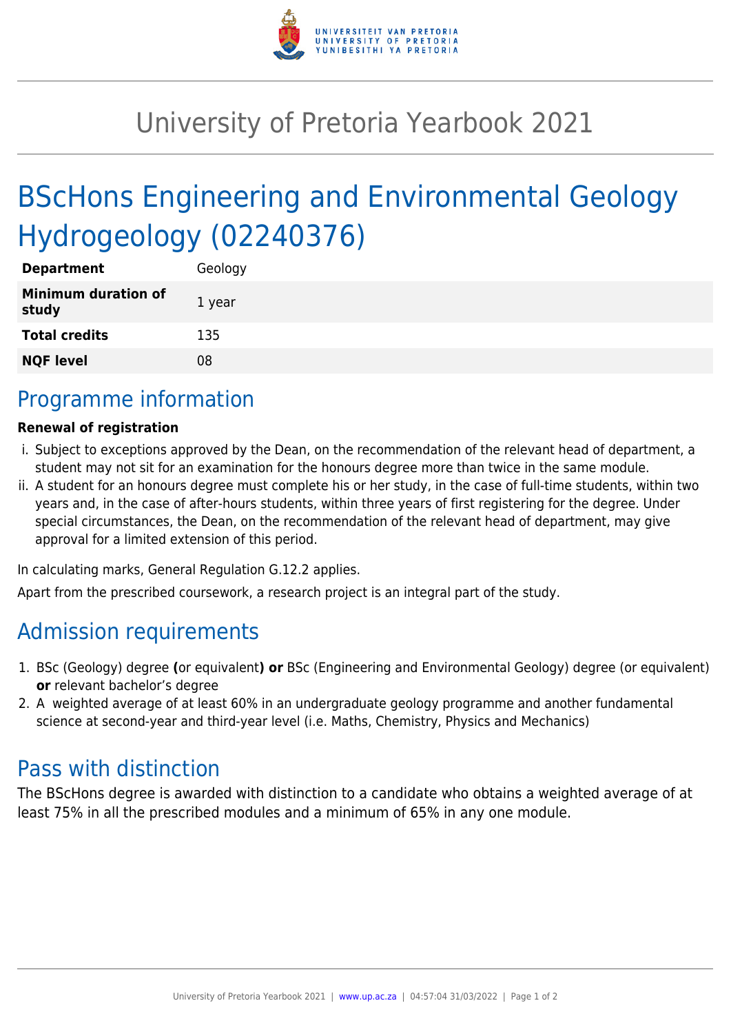# University of Pretoria Yearbook 2021

# BScHons Engineering and Environmental Geology Hydrogeology (02240376)

| | |
|---|---|
| **Department** | Geology |
| **Minimum duration of study** | 1 year |
| **Total credits** | 135 |
| **NQF level** | 08 |

## Programme information

**Renewal of registration**

i. Subject to exceptions approved by the Dean, on the recommendation of the relevant head of department, a student may not sit for an examination for the honours degree more than twice in the same module.

ii. A student for an honours degree must complete his or her study, in the case of full-time students, within two years and, in the case of after-hours students, within three years of first registering for the degree. Under special circumstances, the Dean, on the recommendation of the relevant head of department, may give approval for a limited extension of this period.

In calculating marks, General Regulation G.12.2 applies.

Apart from the prescribed coursework, a research project is an integral part of the study.

## Admission requirements

1. BSc (Geology) degree **(**or equivalent**) or** BSc (Engineering and Environmental Geology) degree (or equivalent) **or** relevant bachelor's degree
2. A weighted average of at least 60% in an undergraduate geology programme and another fundamental science at second-year and third-year level (i.e. Maths, Chemistry, Physics and Mechanics)

## Pass with distinction

The BScHons degree is awarded with distinction to a candidate who obtains a weighted average of at least 75% in all the prescribed modules and a minimum of 65% in any one module.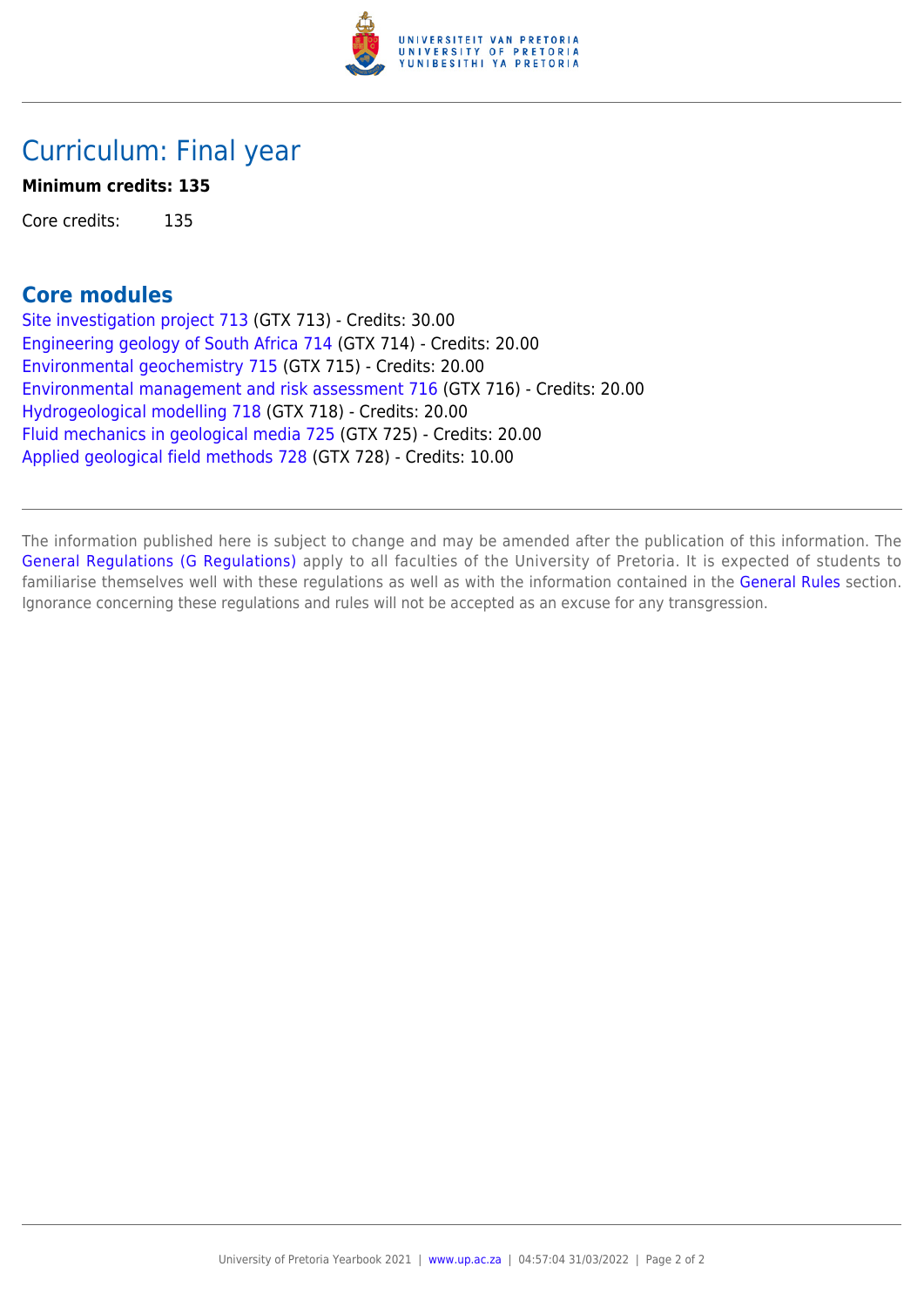# Curriculum: Final year

**Minimum credits: 135**

Core credits: 135

## Core modules

Site investigation project 713 (GTX 713) - Credits: 30.00
Engineering geology of South Africa 714 (GTX 714) - Credits: 20.00
Environmental geochemistry 715 (GTX 715) - Credits: 20.00
Environmental management and risk assessment 716 (GTX 716) - Credits: 20.00
Hydrogeological modelling 718 (GTX 718) - Credits: 20.00
Fluid mechanics in geological media 725 (GTX 725) - Credits: 20.00
Applied geological field methods 728 (GTX 728) - Credits: 10.00

The information published here is subject to change and may be amended after the publication of this information. The General Regulations (G Regulations) apply to all faculties of the University of Pretoria. It is expected of students to familiarise themselves well with these regulations as well as with the information contained in the General Rules section. Ignorance concerning these regulations and rules will not be accepted as an excuse for any transgression.